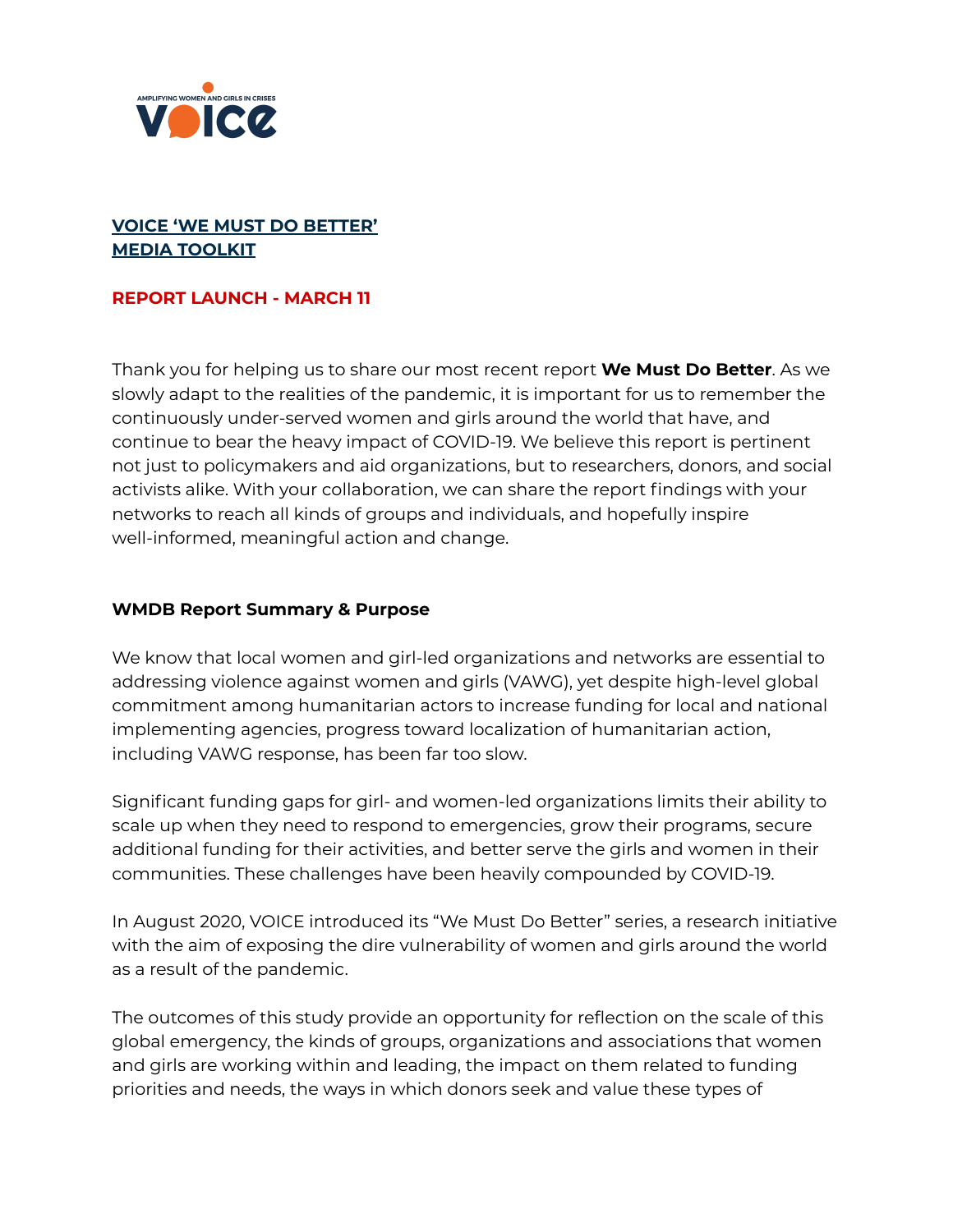**VOICE 'WE MUST DO BETTER' MEDIA TOOLKIT**

**REPORT LAUNCH - MARCH 11**

Thank you for helping us to share our most recent report **We Must Do Better**. As we slowly adapt to the realities of the pandemic, it is important for us to remember the continuously under-served women and girls around the world that have, and continue to bear the heavy impact of COVID-19. We believe this report is pertinent not just to policymakers and aid organizations, but to researchers, donors, and social activists alike. With your collaboration, we can share the report findings with your networks to reach all kinds of groups and individuals, and hopefully inspire well-informed, meaningful action and change.

**WMDB Report Summary & Purpose**

We know that local women and girl-led organizations and networks are essential to addressing violence against women and girls (VAWG), yet despite high-level global commitment among humanitarian actors to increase funding for local and national implementing agencies, progress toward localization of humanitarian action, including VAWG response, has been far too slow.

Significant funding gaps for girl- and women-led organizations limits their ability to scale up when they need to respond to emergencies, grow their programs, secure additional funding for their activities, and better serve the girls and women in their communities. These challenges have been heavily compounded by COVID-19.

In August 2020, VOICE introduced its "We Must Do Better" series, a research initiative with the aim of exposing the dire vulnerability of women and girls around the world as a result of the pandemic.

The outcomes of this study provide an opportunity for reflection on the scale of this global emergency, the kinds of groups, organizations and associations that women and girls are working within and leading, the impact on them related to funding priorities and needs, the ways in which donors seek and value these types of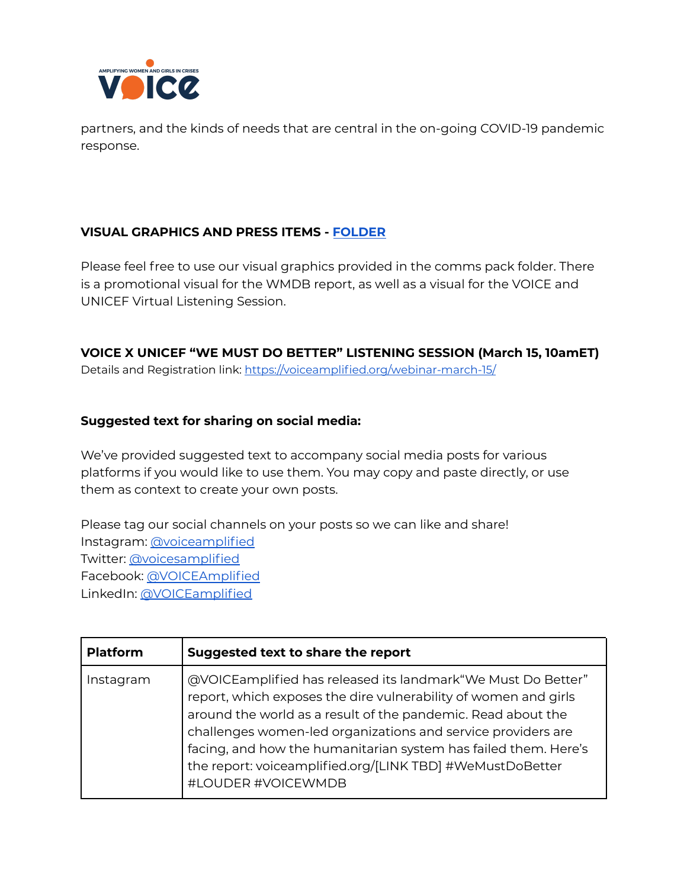partners, and the kinds of needs that are central in the on-going COVID-19 pandemic response.

**VISUAL GRAPHICS AND PRESS ITEMS - FOLDER**

Please feel free to use our visual graphics provided in the comms pack folder. There is a promotional visual for the WMDB report, as well as a visual for the VOICE and UNICEF Virtual Listening Session.

**VOICE X UNICEF "WE MUST DO BETTER" LISTENING SESSION (March 15, 10amET)**

Details and Registration link: https://voiceamplified.org/webinar-march-15/

**Suggested text for sharing on social media:**

We've provided suggested text to accompany social media posts for various platforms if you would like to use them. You may copy and paste directly, or use them as context to create your own posts.

Please tag our social channels on your posts so we can like and share!
Instagram: @voiceamplified
Twitter: @voicesamplified
Facebook: @VOICEAmplified
LinkedIn: @VOICEamplified

| Platform | Suggested text to share the report |
|---|---|
| Instagram | @VOICEamplified has released its landmark"We Must Do Better" report, which exposes the dire vulnerability of women and girls around the world as a result of the pandemic. Read about the challenges women-led organizations and service providers are facing, and how the humanitarian system has failed them. Here's the report: voiceamplified.org/[LINK TBD] #WeMustDoBetter #LOUDER #VOICEWMDB |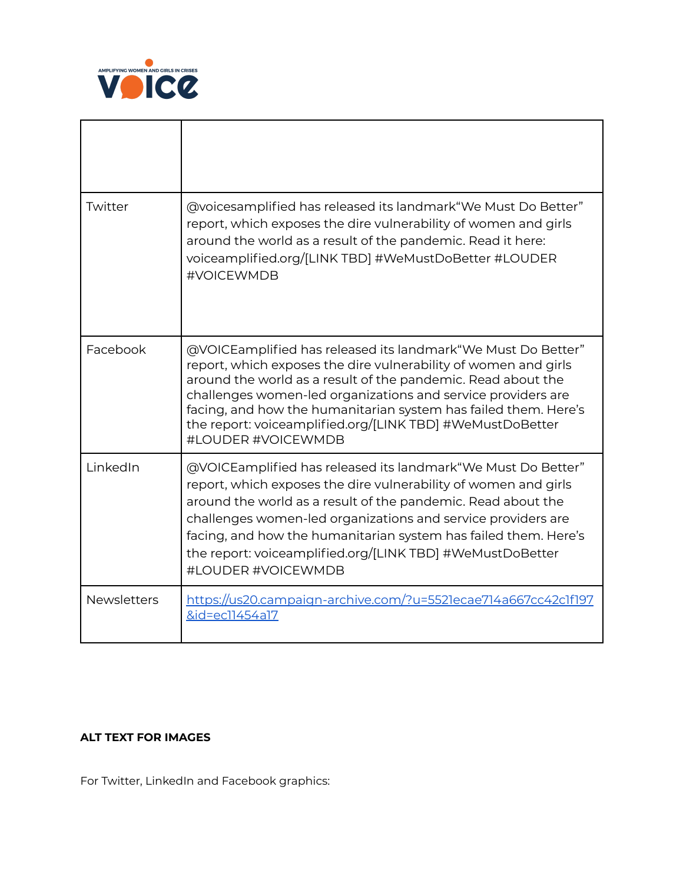| | |
|---|---|
| Twitter | @voicesamplified has released its landmark“We Must Do Better” report, which exposes the dire vulnerability of women and girls around the world as a result of the pandemic. Read it here: voiceamplified.org/[LINK TBD] #WeMustDoBetter #LOUDER #VOICEWMDB |
| Facebook | @VOICEamplified has released its landmark“We Must Do Better” report, which exposes the dire vulnerability of women and girls around the world as a result of the pandemic. Read about the challenges women-led organizations and service providers are facing, and how the humanitarian system has failed them. Here's the report: voiceamplified.org/[LINK TBD] #WeMustDoBetter #LOUDER #VOICEWMDB |
| LinkedIn | @VOICEamplified has released its landmark“We Must Do Better” report, which exposes the dire vulnerability of women and girls around the world as a result of the pandemic. Read about the challenges women-led organizations and service providers are facing, and how the humanitarian system has failed them. Here's the report: voiceamplified.org/[LINK TBD] #WeMustDoBetter #LOUDER #VOICEWMDB |
| Newsletters | https://us20.campaign-archive.com/?u=5521ecae714a667cc42c1f197&id=ec11454a17 |

**ALT TEXT FOR IMAGES**

For Twitter, LinkedIn and Facebook graphics: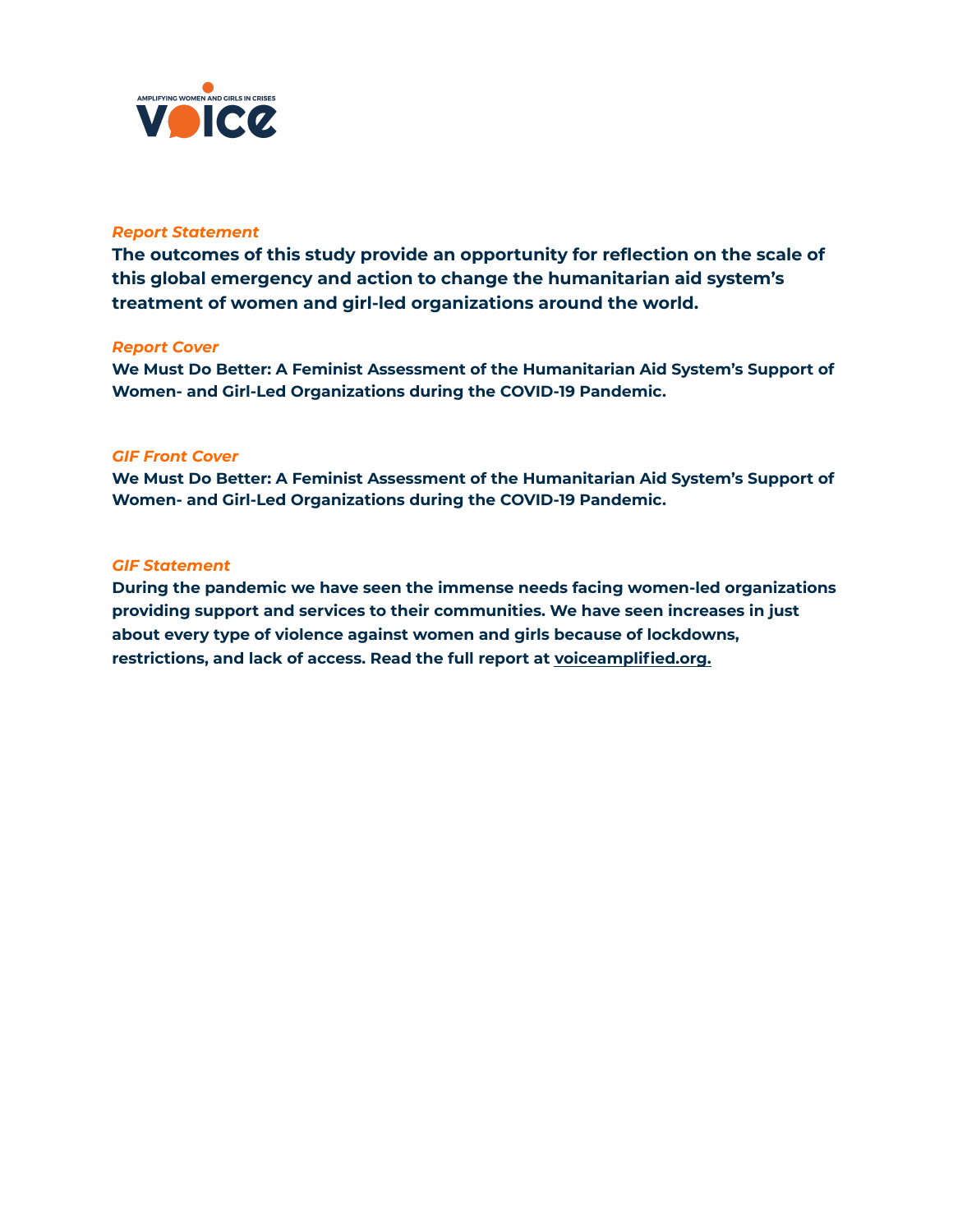AMPLIFYING WOMEN AND GIRLS IN CRISES

VOICE

*Report Statement*

**The outcomes of this study provide an opportunity for reflection on the scale of this global emergency and action to change the humanitarian aid system's treatment of women and girl-led organizations around the world.**

*Report Cover*

**We Must Do Better: A Feminist Assessment of the Humanitarian Aid System's Support of Women- and Girl-Led Organizations during the COVID-19 Pandemic.**

*GIF Front Cover*

**We Must Do Better: A Feminist Assessment of the Humanitarian Aid System's Support of Women- and Girl-Led Organizations during the COVID-19 Pandemic.**

*GIF Statement*

**During the pandemic we have seen the immense needs facing women-led organizations providing support and services to their communities. We have seen increases in just about every type of violence against women and girls because of lockdowns, restrictions, and lack of access. Read the full report at voiceamplified.org.**